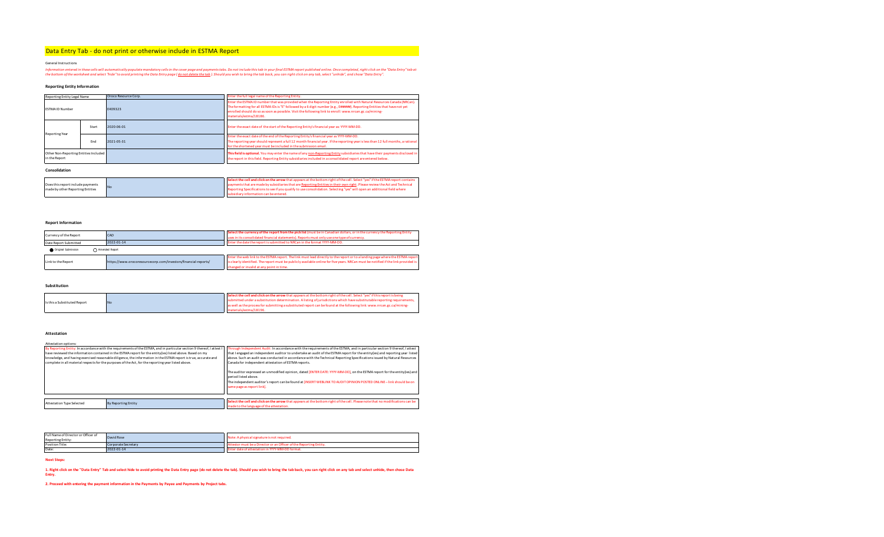# Data Entry Tab - do not print or otherwise include in ESTMA Report

General Instructions

*Information entered in these cells will automatically populate mandatory cells in the cover page and payments tabs. Do not include this tab in your final ESTMA report published online. Once completed, right click on the "Data Entry" tab at the bottom of the worksheet and select "hide" to avoid printing the Data Entry page (do not delete the tab). Should you wish to bring the tab back, you can right click on any tab, select "unhide", and chose "Data Entry".*

### Reporting Entity Information

| | | | |
|---|---|---|---|
| Reporting Entity Legal Name | | Oroco Resource Corp. | Enter the full legal name of the Reporting Entity. |
| ESTMA ID Number | | E409323 | Enter the ESTMA ID number that was provided when the Reporting Entity enrolled with Natural Resources Canada (NRCan). The formatting for all ESTMA IDs is "E" followed by a 6 digit number (e.g., E######). Reporting Entities that have not yet enrolled should do so as soon as possible. Visit the following link to enroll: www.nrcan.gc.ca/mining-materials/estma/18186. |
| Reporting Year | Start | 2020-06-01 | Enter the exact date of the start of the Reporting Entity's financial year as: YYYY-MM-DD. |
| | End | 2021-05-31 | Enter the exact date of the end of the Reporting Entity's financial year as YYYY-MM-DD. The reporting year should represent a full 12 month financial year. If the reporting year is less than 12 full months, a rational for the shortened year must be included in the submission email. |
| Other Non-Reporting Entities Included in the Report | | | **This field is optional.** You may enter the name of any non-Reporting Entity subsidiaries that have their payments disclosed in the report in this field. Reporting Entity subsidiaries included in a consolidated report are entered below. |

### Consolidation

| | | |
|---|---|---|
| Does this report include payments made by other Reporting Entities | No | **Select the cell and click on the arrow** that appears at the bottom right of the cell. Select "yes" if the ESTMA report contains payments that are made by subsidiaries that are Reporting Entities in their own right. Please review the Act and Technical Reporting Specifications to see if you qualify to use consolidation. Selecting "yes" will open an additional field where subsidiary information can be entered. |

### Report Information

| | | |
|---|---|---|
| Currency of the Report | CAD | **Select the currency of the report from the pick list** (must be in Canadian dollars, or in the currency the Reporting Entity uses in its consolidated financial statements). Reports must only use one type of currency. |
| Date Report Submitted | 2022-01-14 | Enter the date the report is submitted to NRCan in the format YYYY-MM-DD. |

● Original Submission ○ Amended Report

| | | |
|---|---|---|
| Link to the Report | https://www.orocoresourcecorp.com/investors/financial-reports/ | Enter the web link to the ESTMA report. The link must lead directly to the report or to a landing page where the ESTMA report is clearly identified. The report must be publicly available online for five years. NRCan must be notified if the link provided is changed or invalid at any point in time. |

### Substitution

| | | |
|---|---|---|
| Is this a Substituted Report | No | **Select the cell and click on the arrow** that appears at the bottom right of the cell. Select "yes" if this report is being submitted under a substitution determination. A listing of jurisdictions which have substitutable reporting requirements, as well as the process for submitting a substituted report can be found at the following link: www.nrcan.gc.ca/mining-materials/estma/18196. |

### Attestation

Attestation options:

| | |
|---|---|
| By Reporting Entity: In accordance with the requirements of the ESTMA, and in particular section 9 thereof, I attest I have reviewed the information contained in the ESTMA report for the entity(ies) listed above. Based on my knowledge, and having exercised reasonable diligence, the information in the ESTMA report is true, accurate and complete in all material respects for the purposes of the Act, for the reporting year listed above. | Through Independent Audit: In accordance with the requirements of the ESTMA, and in particular section 9 thereof, I attest that I engaged an independent auditor to undertake an audit of the ESTMA report for the entity(ies) and reporting year listed above. Such an audit was conducted in accordance with the Technical Reporting Specifications issued by Natural Resources Canada for independent attestation of ESTMA reports.<br><br>The auditor expressed an unmodified opinion, dated [ENTER DATE: YYYY-MM-DD], on the ESTMA report for the entity(ies) and period listed above.<br>The independent auditor's report can be found at [INSERT WEBLINK TO AUDIT OPINION POSTED ONLINE – link should be on same page as report link]. |

| | | |
|---|---|---|
| Attestation Type Selected | By Reporting Entity | **Select the cell and click on the arrow** that appears at the bottom right of the cell. Please note that no modifications can be made to the language of the attestation. |

| | | |
|---|---|---|
| Full Name of Director or Officer of Reporting Entity: | David Rose | Note: A physical signature is not required. |
| Position Title: | Corporate Secretary | Attestor must be a Director or an Officer of the Reporting Entity. |
| Date: | 2022-01-14 | Enter date of attestation in YYYY-MM-DD format. |

**Next Steps:**

**1. Right click on the "Data Entry" Tab and select hide to avoid printing the Data Entry page (do not delete the tab). Should you wish to bring the tab back, you can right click on any tab and select unhide, then chose Data Entry.**

**2. Proceed with entering the payment information in the Payments by Payee and Payments by Project tabs.**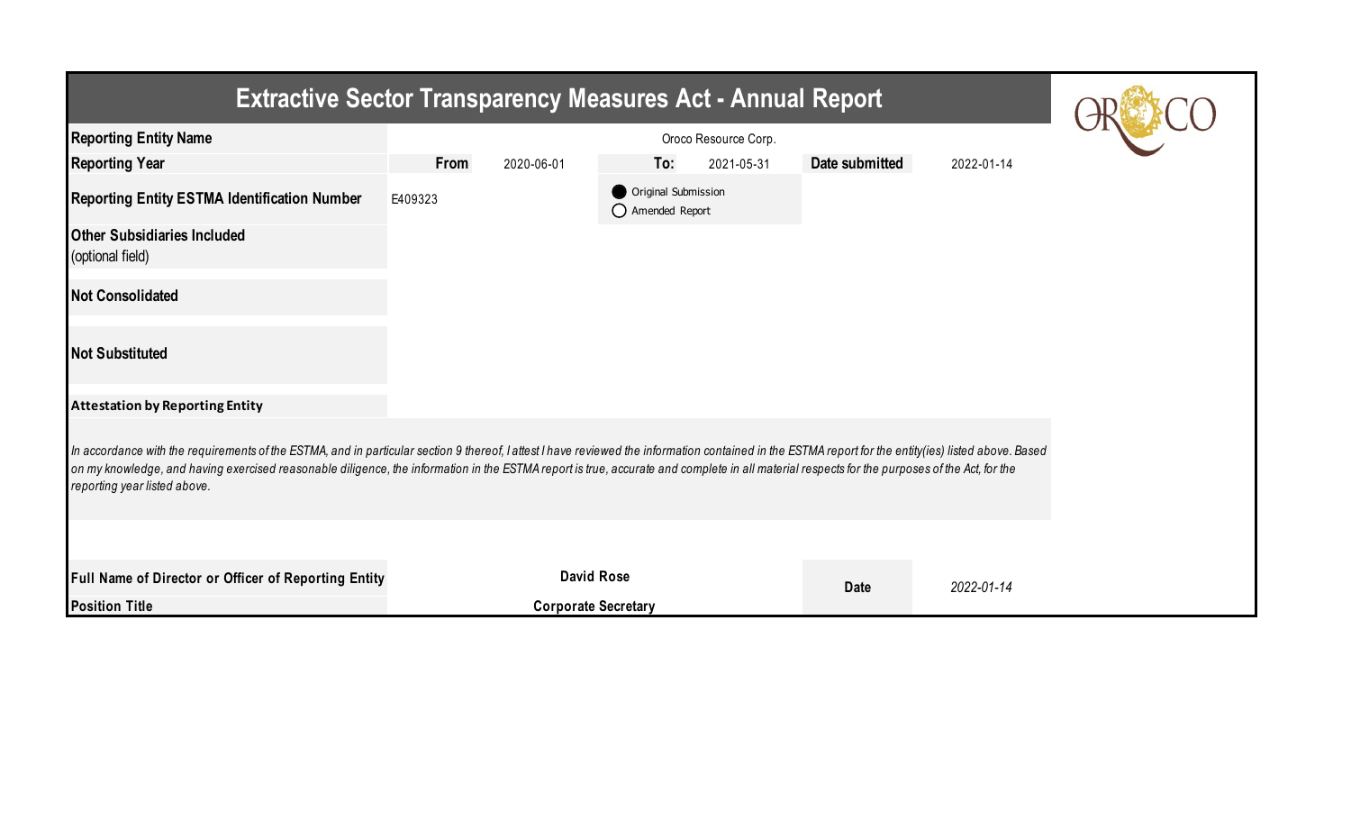# Extractive Sector Transparency Measures Act - Annual Report

| | | | | | | |
|---|---|---|---|---|---|---|
| **Reporting Entity Name** | Oroco Resource Corp. | | | | | |
| **Reporting Year** | **From** | 2020-06-01 | **To:** | 2021-05-31 | **Date submitted** | 2022-01-14 |
| **Reporting Entity ESTMA Identification Number** | E409323 | | ● Original Submission<br>○ Amended Report | | | |
| **Other Subsidiaries Included** (optional field) | | | | | | |
| **Not Consolidated** | | | | | | |
| **Not Substituted** | | | | | | |

**Attestation by Reporting Entity**

*In accordance with the requirements of the ESTMA, and in particular section 9 thereof, I attest I have reviewed the information contained in the ESTMA report for the entity(ies) listed above. Based on my knowledge, and having exercised reasonable diligence, the information in the ESTMA report is true, accurate and complete in all material respects for the purposes of the Act, for the reporting year listed above.*

| | | | |
|---|---|---|---|
| **Full Name of Director or Officer of Reporting Entity** | **David Rose** | **Date** | *2022-01-14* |
| **Position Title** | **Corporate Secretary** | | |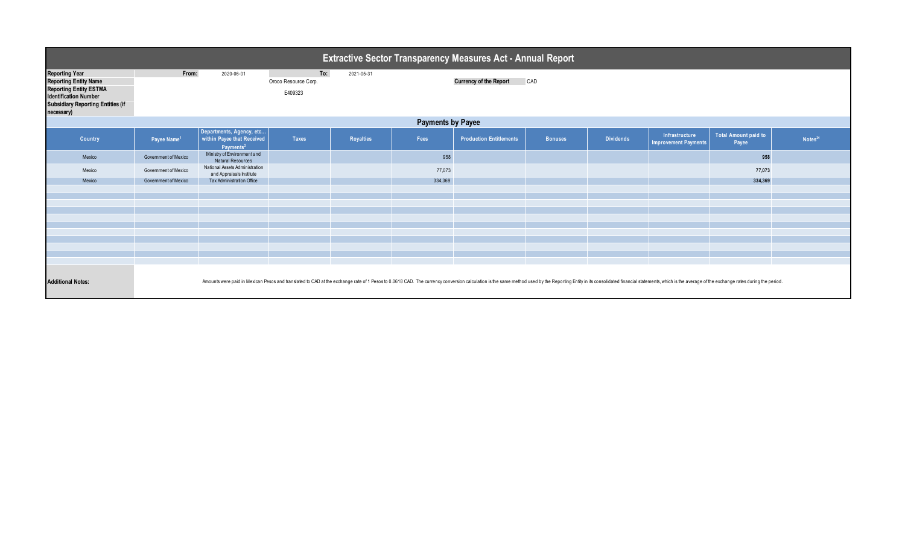# Extractive Sector Transparency Measures Act - Annual Report

| | | | | |
|---|---|---|---|---|
| **Reporting Year** | **From:** 2020-06-01 | **To:** 2021-05-31 | | |
| **Reporting Entity Name** | | Oroco Resource Corp. | **Currency of the Report** | CAD |
| **Reporting Entity ESTMA Identification Number** | | E409323 | | |
| **Subsidiary Reporting Entities (if necessary)** | | | | |

## Payments by Payee

| Country | Payee Name[1] | Departments, Agency, etc... within Payee that Received Payments[2] | Taxes | Royalties | Fees | Production Entitlements | Bonuses | Dividends | Infrastructure Improvement Payments | Total Amount paid to Payee | Notes[34] |
|---|---|---|---|---|---|---|---|---|---|---|---|
| Mexico | Government of Mexico | Ministry of Environment and Natural Resources | | | 958 | | | | | **958** | |
| Mexico | Government of Mexico | National Assets Administration and Appraisals Institute | | | 77,073 | | | | | **77,073** | |
| Mexico | Government of Mexico | Tax Administration Office | | | 334,369 | | | | | **334,369** | |

**Additional Notes:**

Amounts were paid in Mexican Pesos and translated to CAD at the exchange rate of 1 Pesos to 0.0618 CAD. The currency conversion calculation is the same method used by the Reporting Entity in its consolidated financial statements, which is the average of the exchange rates during the period.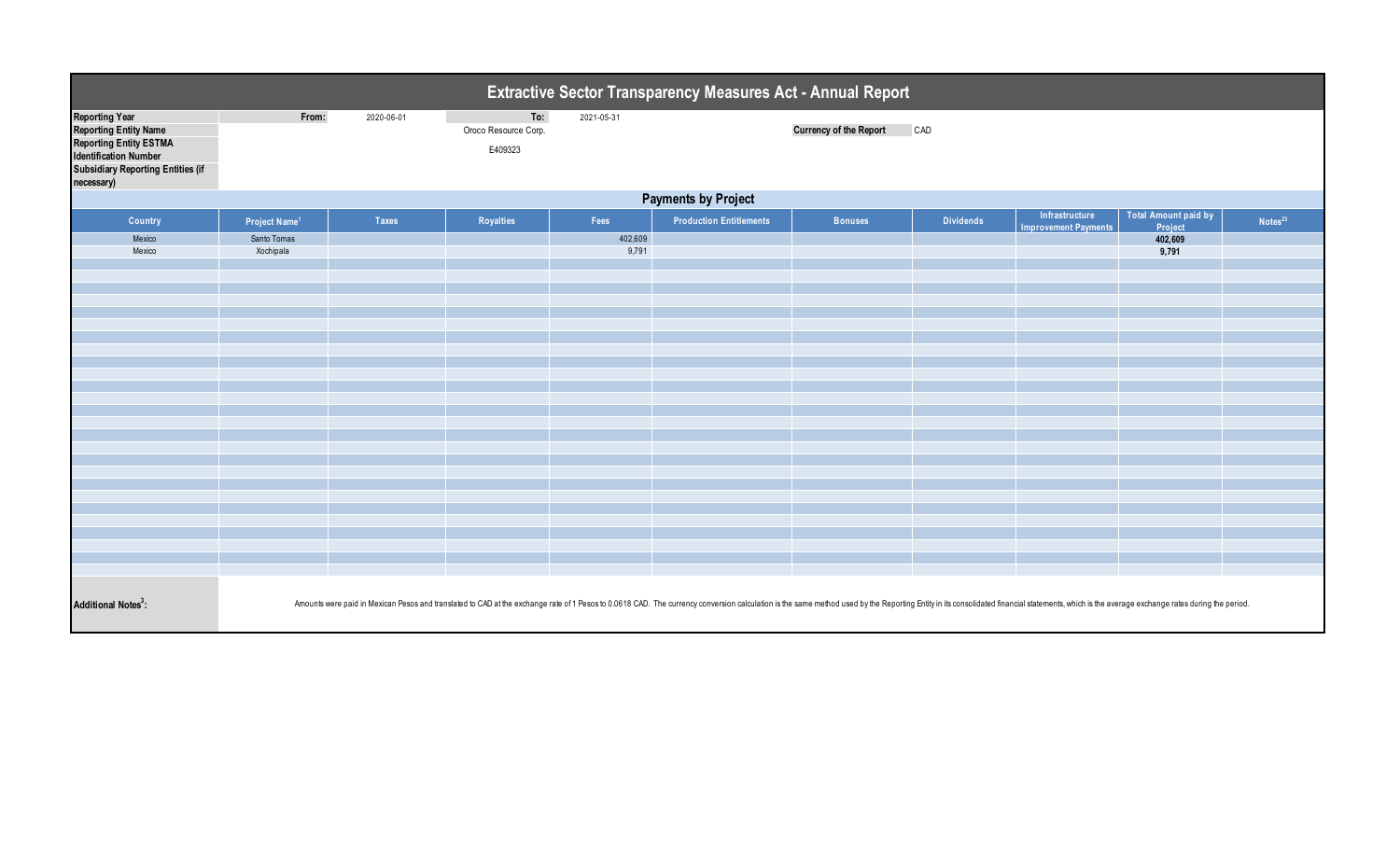# Extractive Sector Transparency Measures Act - Annual Report

| | | | | | |
|---|---|---|---|---|---|
| **Reporting Year** | **From:** | 2020-06-01 | **To:** | 2021-05-31 | |
| **Reporting Entity Name** | | Oroco Resource Corp. | | **Currency of the Report** | CAD |
| **Reporting Entity ESTMA Identification Number** | | E409323 | | | |
| **Subsidiary Reporting Entities (if necessary)** | | | | | |

## Payments by Project

| Country | Project Name[1] | Taxes | Royalties | Fees | Production Entitlements | Bonuses | Dividends | Infrastructure Improvement Payments | Total Amount paid by Project | Notes[23] |
|---|---|---|---|---|---|---|---|---|---|---|
| Mexico | Santo Tomas | | | 402,609 | | | | | **402,609** | |
| Mexico | Xochipala | | | 9,791 | | | | | **9,791** | |

**Additional Notes[3]:** Amounts were paid in Mexican Pesos and translated to CAD at the exchange rate of 1 Pesos to 0.0618 CAD. The currency conversion calculation is the same method used by the Reporting Entity in its consolidated financial statements, which is the average exchange rates during the period.